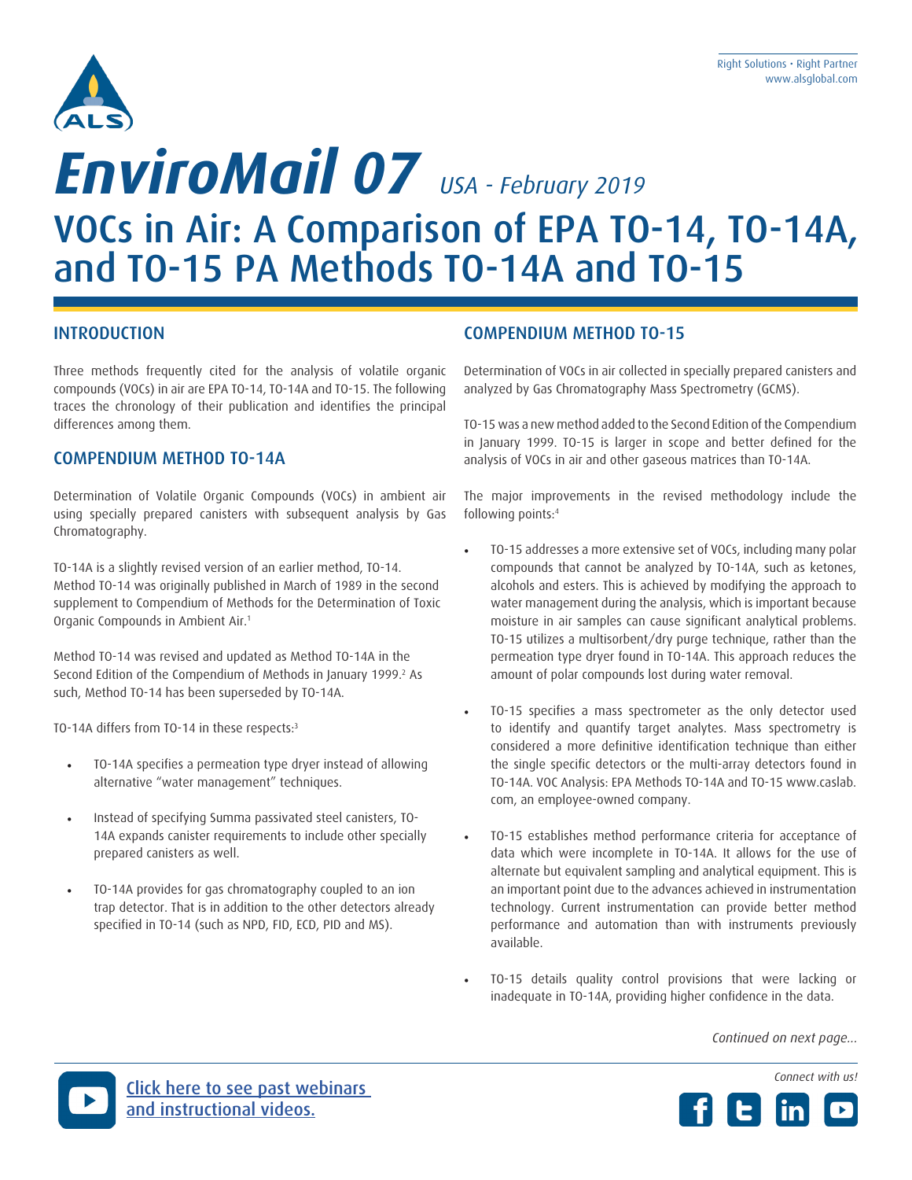# *EnviroMail 07* *USA - February 2019*

## VOCs in Air: A Comparison of EPA TO-14, TO-14A, and TO-15 PA Methods TO-14A and TO-15

### INTRODUCTION

Three methods frequently cited for the analysis of volatile organic compounds (VOCs) in air are EPA TO-14, TO-14A and TO-15. The following traces the chronology of their publication and identifies the principal differences among them.

### COMPENDIUM METHOD TO-14A

Determination of Volatile Organic Compounds (VOCs) in ambient air using specially prepared canisters with subsequent analysis by Gas Chromatography.

TO-14A is a slightly revised version of an earlier method, TO-14. Method TO-14 was originally published in March of 1989 in the second supplement to Compendium of Methods for the Determination of Toxic Organic Compounds in Ambient Air.[1]

Method TO-14 was revised and updated as Method TO-14A in the Second Edition of the Compendium of Methods in January 1999.[2] As such, Method TO-14 has been superseded by TO-14A.

TO-14A differs from TO-14 in these respects:[3]

- TO-14A specifies a permeation type dryer instead of allowing alternative "water management" techniques.
- Instead of specifying Summa passivated steel canisters, TO-14A expands canister requirements to include other specially prepared canisters as well.
- TO-14A provides for gas chromatography coupled to an ion trap detector. That is in addition to the other detectors already specified in TO-14 (such as NPD, FID, ECD, PID and MS).

### COMPENDIUM METHOD TO-15

Determination of VOCs in air collected in specially prepared canisters and analyzed by Gas Chromatography Mass Spectrometry (GCMS).

TO-15 was a new method added to the Second Edition of the Compendium in January 1999. TO-15 is larger in scope and better defined for the analysis of VOCs in air and other gaseous matrices than TO-14A.

The major improvements in the revised methodology include the following points:[4]

- TO-15 addresses a more extensive set of VOCs, including many polar compounds that cannot be analyzed by TO-14A, such as ketones, alcohols and esters. This is achieved by modifying the approach to water management during the analysis, which is important because moisture in air samples can cause significant analytical problems. TO-15 utilizes a multisorbent/dry purge technique, rather than the permeation type dryer found in TO-14A. This approach reduces the amount of polar compounds lost during water removal.
- TO-15 specifies a mass spectrometer as the only detector used to identify and quantify target analytes. Mass spectrometry is considered a more definitive identification technique than either the single specific detectors or the multi-array detectors found in TO-14A. VOC Analysis: EPA Methods TO-14A and TO-15 www.caslab.com, an employee-owned company.
- TO-15 establishes method performance criteria for acceptance of data which were incomplete in TO-14A. It allows for the use of alternate but equivalent sampling and analytical equipment. This is an important point due to the advances achieved in instrumentation technology. Current instrumentation can provide better method performance and automation than with instruments previously available.
- TO-15 details quality control provisions that were lacking or inadequate in TO-14A, providing higher confidence in the data.

*Continued on next page...*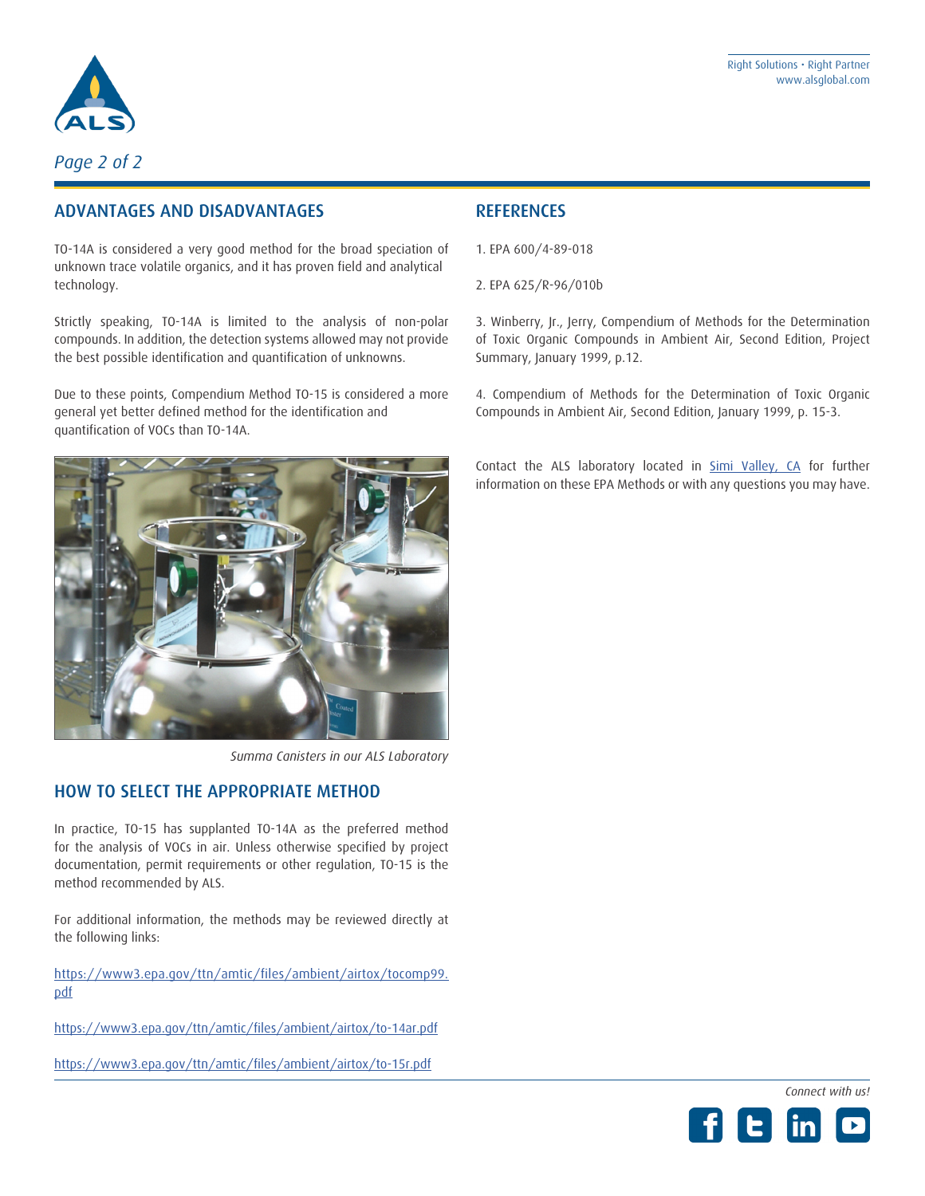## ADVANTAGES AND DISADVANTAGES

TO-14A is considered a very good method for the broad speciation of unknown trace volatile organics, and it has proven field and analytical technology.

Strictly speaking, TO-14A is limited to the analysis of non-polar compounds. In addition, the detection systems allowed may not provide the best possible identification and quantification of unknowns.

Due to these points, Compendium Method TO-15 is considered a more general yet better defined method for the identification and quantification of VOCs than TO-14A.

*Summa Canisters in our ALS Laboratory*

## HOW TO SELECT THE APPROPRIATE METHOD

In practice, TO-15 has supplanted TO-14A as the preferred method for the analysis of VOCs in air. Unless otherwise specified by project documentation, permit requirements or other regulation, TO-15 is the method recommended by ALS.

For additional information, the methods may be reviewed directly at the following links:

https://www3.epa.gov/ttn/amtic/files/ambient/airtox/tocomp99.pdf

https://www3.epa.gov/ttn/amtic/files/ambient/airtox/to-14ar.pdf

https://www3.epa.gov/ttn/amtic/files/ambient/airtox/to-15r.pdf

## REFERENCES

1. EPA 600/4-89-018

2. EPA 625/R-96/010b

3. Winberry, Jr., Jerry, Compendium of Methods for the Determination of Toxic Organic Compounds in Ambient Air, Second Edition, Project Summary, January 1999, p.12.

4. Compendium of Methods for the Determination of Toxic Organic Compounds in Ambient Air, Second Edition, January 1999, p. 15-3.

Contact the ALS laboratory located in Simi Valley, CA for further information on these EPA Methods or with any questions you may have.

*Connect with us!*